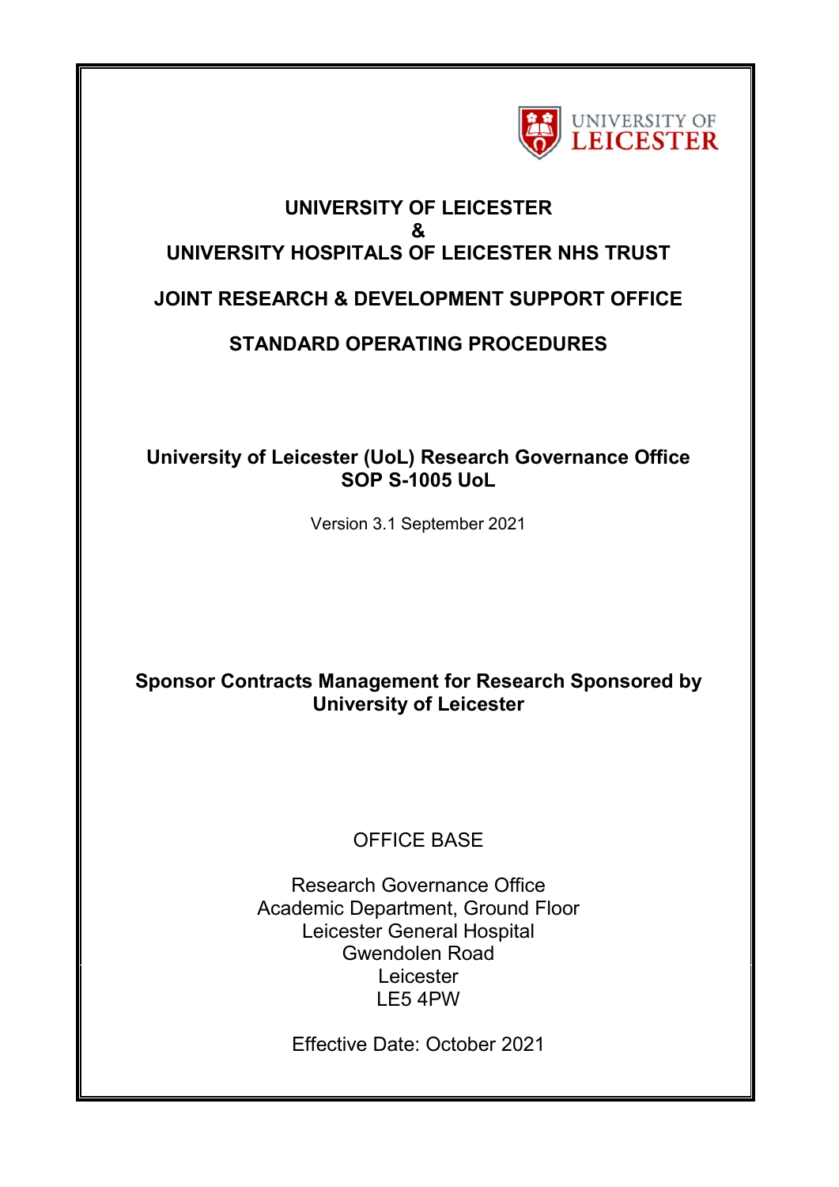UNIVERSITY OF LEICESTER

# UNIVERSITY OF LEICESTER
# &
# UNIVERSITY HOSPITALS OF LEICESTER NHS TRUST

## JOINT RESEARCH & DEVELOPMENT SUPPORT OFFICE

## STANDARD OPERATING PROCEDURES

**University of Leicester (UoL) Research Governance Office**
**SOP S-1005 UoL**

Version 3.1 September 2021

**Sponsor Contracts Management for Research Sponsored by University of Leicester**

OFFICE BASE

Research Governance Office
Academic Department, Ground Floor
Leicester General Hospital
Gwendolen Road
Leicester
LE5 4PW

Effective Date: October 2021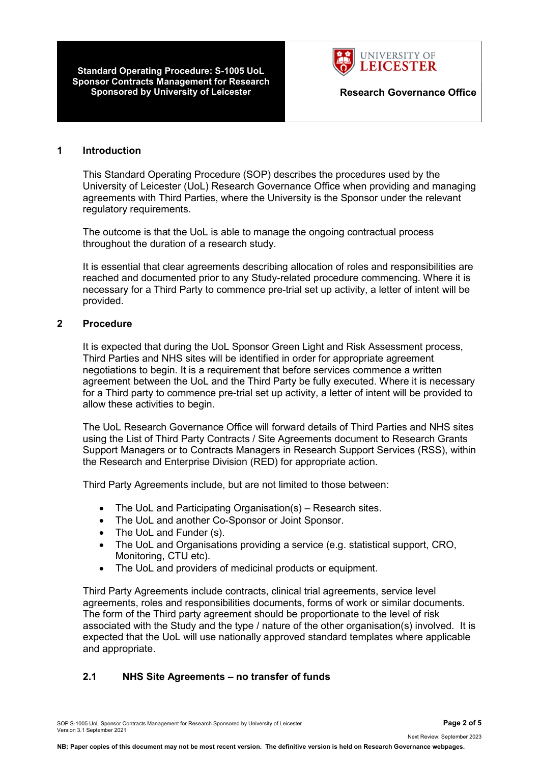## 1 Introduction

This Standard Operating Procedure (SOP) describes the procedures used by the University of Leicester (UoL) Research Governance Office when providing and managing agreements with Third Parties, where the University is the Sponsor under the relevant regulatory requirements.

The outcome is that the UoL is able to manage the ongoing contractual process throughout the duration of a research study.

It is essential that clear agreements describing allocation of roles and responsibilities are reached and documented prior to any Study-related procedure commencing. Where it is necessary for a Third Party to commence pre-trial set up activity, a letter of intent will be provided.

## 2 Procedure

It is expected that during the UoL Sponsor Green Light and Risk Assessment process, Third Parties and NHS sites will be identified in order for appropriate agreement negotiations to begin. It is a requirement that before services commence a written agreement between the UoL and the Third Party be fully executed. Where it is necessary for a Third party to commence pre-trial set up activity, a letter of intent will be provided to allow these activities to begin.

The UoL Research Governance Office will forward details of Third Parties and NHS sites using the List of Third Party Contracts / Site Agreements document to Research Grants Support Managers or to Contracts Managers in Research Support Services (RSS), within the Research and Enterprise Division (RED) for appropriate action.

Third Party Agreements include, but are not limited to those between:

- The UoL and Participating Organisation(s) – Research sites.
- The UoL and another Co-Sponsor or Joint Sponsor.
- The UoL and Funder (s).
- The UoL and Organisations providing a service (e.g. statistical support, CRO, Monitoring, CTU etc).
- The UoL and providers of medicinal products or equipment.

Third Party Agreements include contracts, clinical trial agreements, service level agreements, roles and responsibilities documents, forms of work or similar documents. The form of the Third party agreement should be proportionate to the level of risk associated with the Study and the type / nature of the other organisation(s) involved. It is expected that the UoL will use nationally approved standard templates where applicable and appropriate.

### 2.1 NHS Site Agreements – no transfer of funds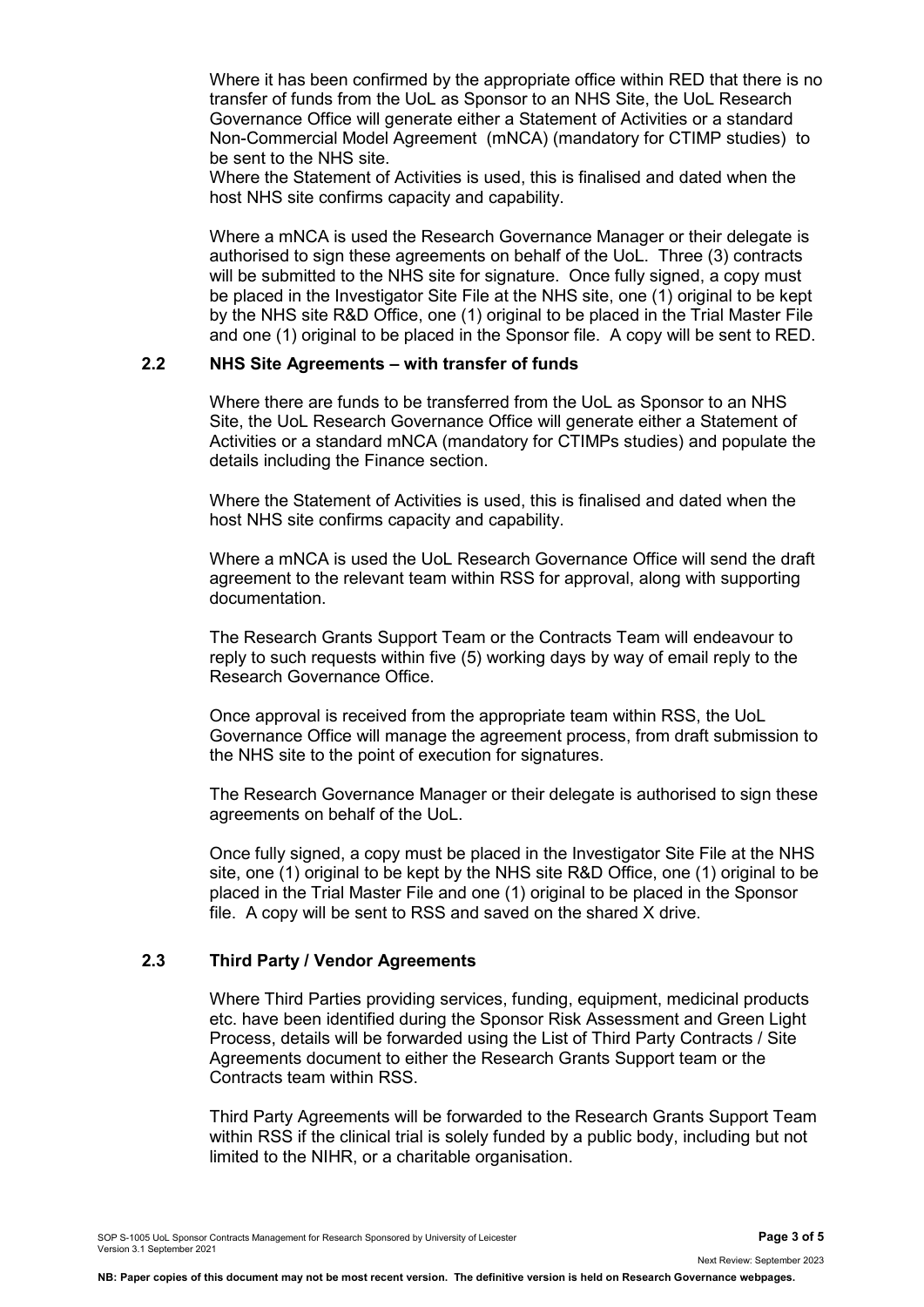Where it has been confirmed by the appropriate office within RED that there is no transfer of funds from the UoL as Sponsor to an NHS Site, the UoL Research Governance Office will generate either a Statement of Activities or a standard Non-Commercial Model Agreement (mNCA) (mandatory for CTIMP studies) to be sent to the NHS site.
Where the Statement of Activities is used, this is finalised and dated when the host NHS site confirms capacity and capability.

Where a mNCA is used the Research Governance Manager or their delegate is authorised to sign these agreements on behalf of the UoL. Three (3) contracts will be submitted to the NHS site for signature. Once fully signed, a copy must be placed in the Investigator Site File at the NHS site, one (1) original to be kept by the NHS site R&D Office, one (1) original to be placed in the Trial Master File and one (1) original to be placed in the Sponsor file. A copy will be sent to RED.

### 2.2 NHS Site Agreements – with transfer of funds

Where there are funds to be transferred from the UoL as Sponsor to an NHS Site, the UoL Research Governance Office will generate either a Statement of Activities or a standard mNCA (mandatory for CTIMPs studies) and populate the details including the Finance section.

Where the Statement of Activities is used, this is finalised and dated when the host NHS site confirms capacity and capability.

Where a mNCA is used the UoL Research Governance Office will send the draft agreement to the relevant team within RSS for approval, along with supporting documentation.

The Research Grants Support Team or the Contracts Team will endeavour to reply to such requests within five (5) working days by way of email reply to the Research Governance Office.

Once approval is received from the appropriate team within RSS, the UoL Governance Office will manage the agreement process, from draft submission to the NHS site to the point of execution for signatures.

The Research Governance Manager or their delegate is authorised to sign these agreements on behalf of the UoL.

Once fully signed, a copy must be placed in the Investigator Site File at the NHS site, one (1) original to be kept by the NHS site R&D Office, one (1) original to be placed in the Trial Master File and one (1) original to be placed in the Sponsor file. A copy will be sent to RSS and saved on the shared X drive.

### 2.3 Third Party / Vendor Agreements

Where Third Parties providing services, funding, equipment, medicinal products etc. have been identified during the Sponsor Risk Assessment and Green Light Process, details will be forwarded using the List of Third Party Contracts / Site Agreements document to either the Research Grants Support team or the Contracts team within RSS.

Third Party Agreements will be forwarded to the Research Grants Support Team within RSS if the clinical trial is solely funded by a public body, including but not limited to the NIHR, or a charitable organisation.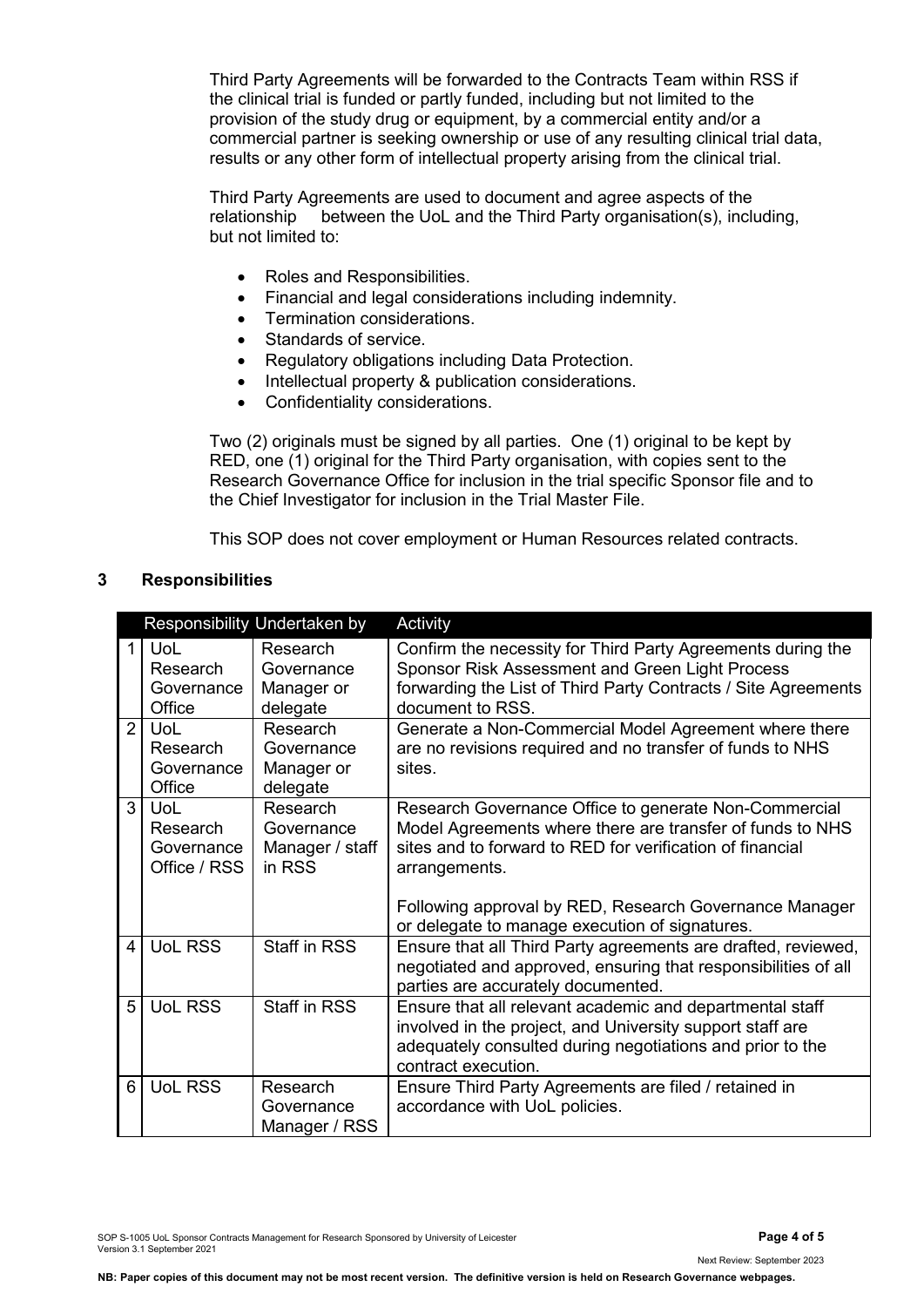Third Party Agreements will be forwarded to the Contracts Team within RSS if the clinical trial is funded or partly funded, including but not limited to the provision of the study drug or equipment, by a commercial entity and/or a commercial partner is seeking ownership or use of any resulting clinical trial data, results or any other form of intellectual property arising from the clinical trial.

Third Party Agreements are used to document and agree aspects of the relationship between the UoL and the Third Party organisation(s), including, but not limited to:

- Roles and Responsibilities.
- Financial and legal considerations including indemnity.
- Termination considerations.
- Standards of service.
- Regulatory obligations including Data Protection.
- Intellectual property & publication considerations.
- Confidentiality considerations.

Two (2) originals must be signed by all parties. One (1) original to be kept by RED, one (1) original for the Third Party organisation, with copies sent to the Research Governance Office for inclusion in the trial specific Sponsor file and to the Chief Investigator for inclusion in the Trial Master File.

This SOP does not cover employment or Human Resources related contracts.

## 3 Responsibilities

| | Responsibility | Undertaken by | Activity |
|---|---|---|---|
| 1 | UoL Research Governance Office | Research Governance Manager or delegate | Confirm the necessity for Third Party Agreements during the Sponsor Risk Assessment and Green Light Process forwarding the List of Third Party Contracts / Site Agreements document to RSS. |
| 2 | UoL Research Governance Office | Research Governance Manager or delegate | Generate a Non-Commercial Model Agreement where there are no revisions required and no transfer of funds to NHS sites. |
| 3 | UoL Research Governance Office / RSS | Research Governance Manager / staff in RSS | Research Governance Office to generate Non-Commercial Model Agreements where there are transfer of funds to NHS sites and to forward to RED for verification of financial arrangements.<br><br>Following approval by RED, Research Governance Manager or delegate to manage execution of signatures. |
| 4 | UoL RSS | Staff in RSS | Ensure that all Third Party agreements are drafted, reviewed, negotiated and approved, ensuring that responsibilities of all parties are accurately documented. |
| 5 | UoL RSS | Staff in RSS | Ensure that all relevant academic and departmental staff involved in the project, and University support staff are adequately consulted during negotiations and prior to the contract execution. |
| 6 | UoL RSS | Research Governance Manager / RSS | Ensure Third Party Agreements are filed / retained in accordance with UoL policies. |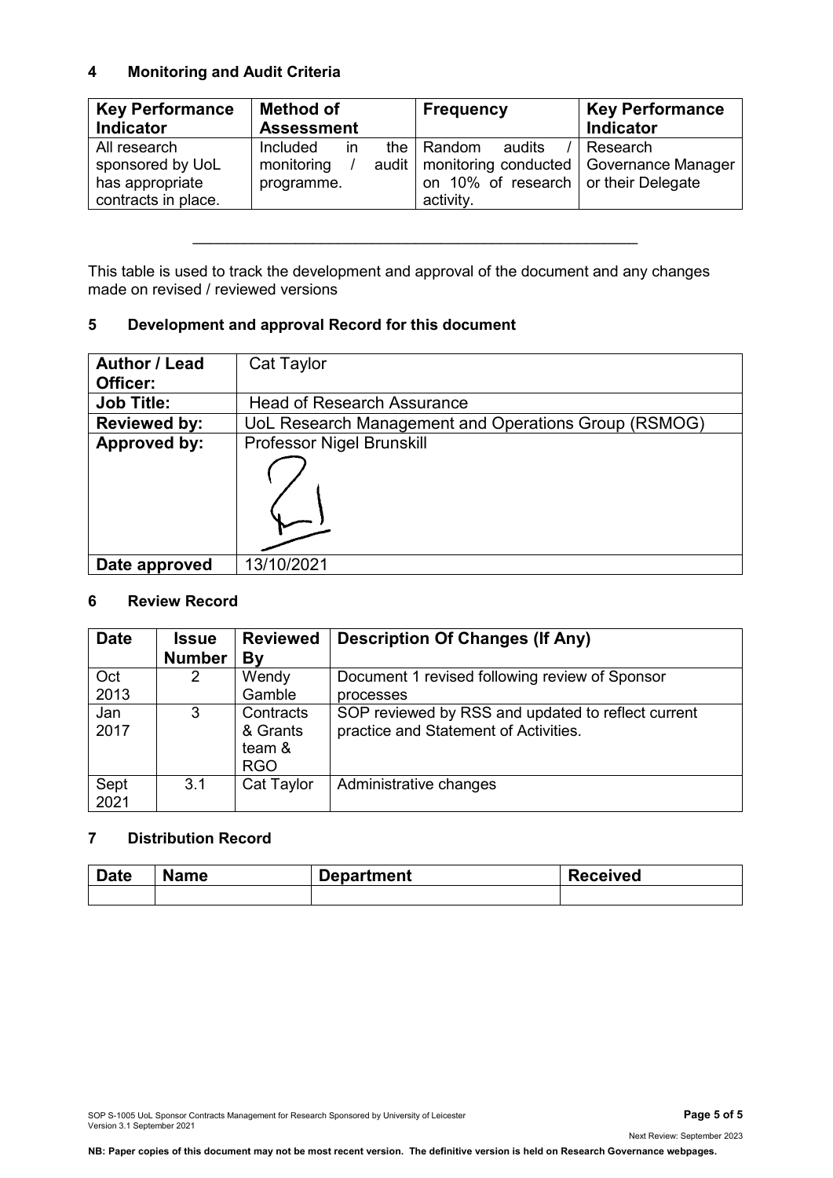## 4 Monitoring and Audit Criteria

| Key Performance Indicator | Method of Assessment | Frequency | Key Performance Indicator |
|---|---|---|---|
| All research sponsored by UoL has appropriate contracts in place. | Included in the monitoring / audit programme. | Random audits / monitoring conducted on 10% of research activity. | Research Governance Manager or their Delegate |

---

This table is used to track the development and approval of the document and any changes made on revised / reviewed versions

## 5 Development and approval Record for this document

| | |
|---|---|
| **Author / Lead Officer:** | Cat Taylor |
| **Job Title:** | Head of Research Assurance |
| **Reviewed by:** | UoL Research Management and Operations Group (RSMOG) |
| **Approved by:** | Professor Nigel Brunskill |
| **Date approved** | 13/10/2021 |

## 6 Review Record

| Date | Issue Number | Reviewed By | Description Of Changes (If Any) |
|---|---|---|---|
| Oct 2013 | 2 | Wendy Gamble | Document 1 revised following review of Sponsor processes |
| Jan 2017 | 3 | Contracts & Grants team & RGO | SOP reviewed by RSS and updated to reflect current practice and Statement of Activities. |
| Sept 2021 | 3.1 | Cat Taylor | Administrative changes |

## 7 Distribution Record

| Date | Name | Department | Received |
|---|---|---|---|
| | | | |